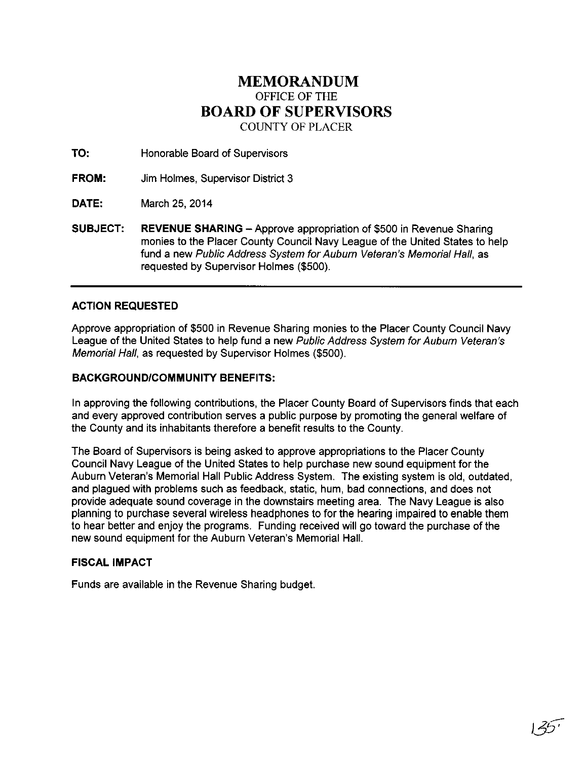# MEMORANDUM

OFFICE OF THE

# BOARD OF SUPERVISORS

COUNTY OF PLACER

**TO:** Honorable Board of Supervisors

**FROM:** Jim Holmes, Supervisor District 3

**DATE:** March 25, 2014

**SUBJECT:** **REVENUE SHARING** – Approve appropriation of $500 in Revenue Sharing monies to the Placer County Council Navy League of the United States to help fund a new *Public Address System for Auburn Veteran's Memorial Hall*, as requested by Supervisor Holmes ($500).

---

### ACTION REQUESTED

Approve appropriation of $500 in Revenue Sharing monies to the Placer County Council Navy League of the United States to help fund a new *Public Address System for Auburn Veteran's Memorial Hall*, as requested by Supervisor Holmes ($500).

### BACKGROUND/COMMUNITY BENEFITS:

In approving the following contributions, the Placer County Board of Supervisors finds that each and every approved contribution serves a public purpose by promoting the general welfare of the County and its inhabitants therefore a benefit results to the County.

The Board of Supervisors is being asked to approve appropriations to the Placer County Council Navy League of the United States to help purchase new sound equipment for the Auburn Veteran's Memorial Hall Public Address System. The existing system is old, outdated, and plagued with problems such as feedback, static, hum, bad connections, and does not provide adequate sound coverage in the downstairs meeting area. The Navy League is also planning to purchase several wireless headphones to for the hearing impaired to enable them to hear better and enjoy the programs. Funding received will go toward the purchase of the new sound equipment for the Auburn Veteran's Memorial Hall.

### FISCAL IMPACT

Funds are available in the Revenue Sharing budget.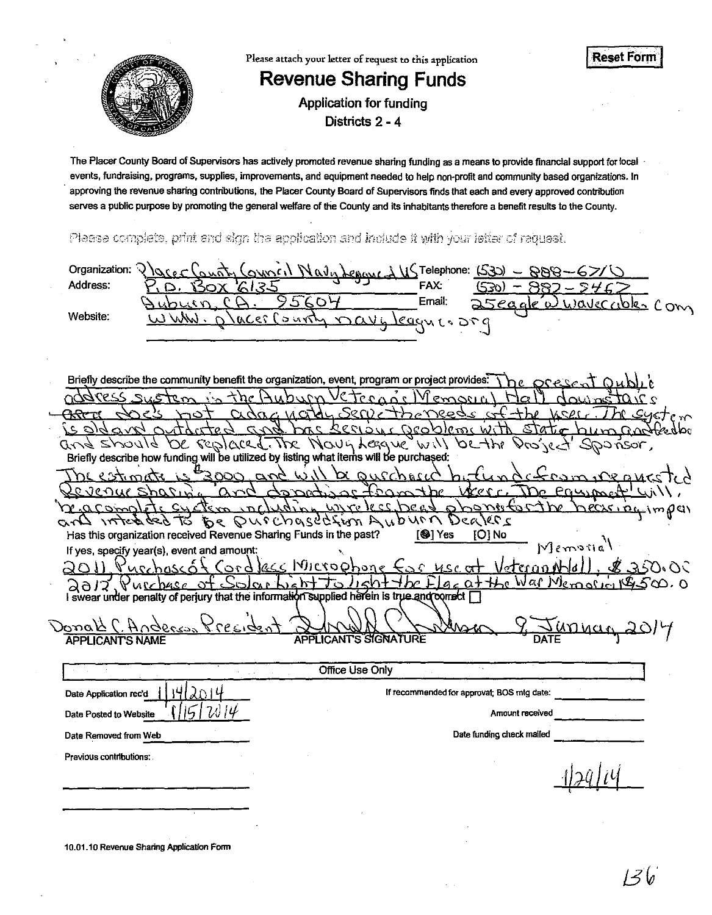Please attach your letter of request to this application

Reset Form

# Revenue Sharing Funds

## Application for funding

### Districts 2 - 4

The Placer County Board of Supervisors has actively promoted revenue sharing funding as a means to provide financial support for local events, fundraising, programs, supplies, improvements, and equipment needed to help non-profit and community based organizations. In approving the revenue sharing contributions, the Placer County Board of Supervisors finds that each and every approved contribution serves a public purpose by promoting the general welfare of the County and its inhabitants therefore a benefit results to the County.

Please complete, print and sign the application and include it with your letter of request.

Organization: Placer County Council Navy League of US
Address: P.O. Box 6135
Auburn, CA. 95604
Website: www.placercountynavyleague.org

Telephone: (530) - 888-6710
FAX: (530) - 882-2467
Email: 25eagle@wavecable.com

Briefly describe the community benefit the organization, event, program or project provides: The present public address system in the Auburn Veterans Memorial Hall downstairs area does not adequately serve the needs of the users. The system is old and outdated and has serious problems with static hum and feedback and should be replaced. The Navy League will be the Project Sponsor.

Briefly describe how funding will be utilized by listing what items will be purchased: The estimate is $3000 and will be purchased by funds from requested Revenue Sharing and donations from the users. The equipment will be a complete system including wireless head phones for the hearing impaired and intended to be purchased from Auburn Dealers

Has this organization received Revenue Sharing Funds in the past? [●] Yes [○] No

If yes, specify year(s), event and amount:
2011 Purchase of Cordless Microphone for use at Veterans Memorial Hall, $350.00
2012 Purchase of Solar Light to light the Flag at the War Memorial $500.0

I swear under penalty of perjury that the information supplied herein is true and correct ☐

Donald C. Anderson President — [signature] — 8 January 2014

APPLICANT'S NAME — APPLICANT'S SIGNATURE — DATE

**Office Use Only**

Date Application rec'd 1/14/2014
Date Posted to Website 1/15/2014
Date Removed from Web
Previous contributions:

If recommended for approval; BOS mtg date:
Amount received
Date funding check mailed

1/29/14

10.01.10 Revenue Sharing Application Form